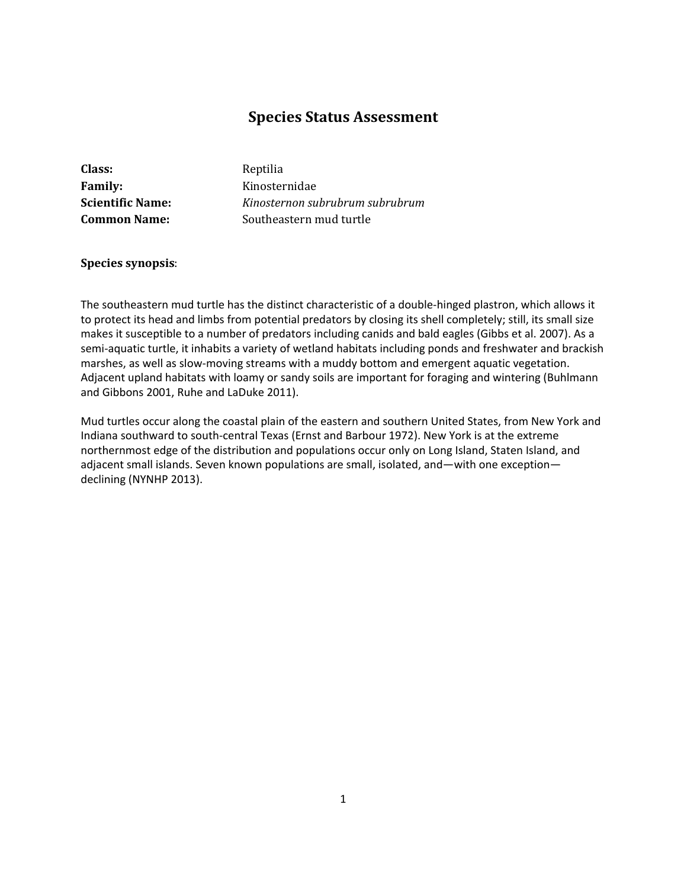# Species Status Assessment

| | |
|---|---|
| **Class:** | Reptilia |
| **Family:** | Kinosternidae |
| **Scientific Name:** | *Kinosternon subrubrum subrubrum* |
| **Common Name:** | Southeastern mud turtle |

**Species synopsis**:

The southeastern mud turtle has the distinct characteristic of a double-hinged plastron, which allows it to protect its head and limbs from potential predators by closing its shell completely; still, its small size makes it susceptible to a number of predators including canids and bald eagles (Gibbs et al. 2007). As a semi-aquatic turtle, it inhabits a variety of wetland habitats including ponds and freshwater and brackish marshes, as well as slow-moving streams with a muddy bottom and emergent aquatic vegetation. Adjacent upland habitats with loamy or sandy soils are important for foraging and wintering (Buhlmann and Gibbons 2001, Ruhe and LaDuke 2011).

Mud turtles occur along the coastal plain of the eastern and southern United States, from New York and Indiana southward to south-central Texas (Ernst and Barbour 1972). New York is at the extreme northernmost edge of the distribution and populations occur only on Long Island, Staten Island, and adjacent small islands. Seven known populations are small, isolated, and—with one exception—declining (NYNHP 2013).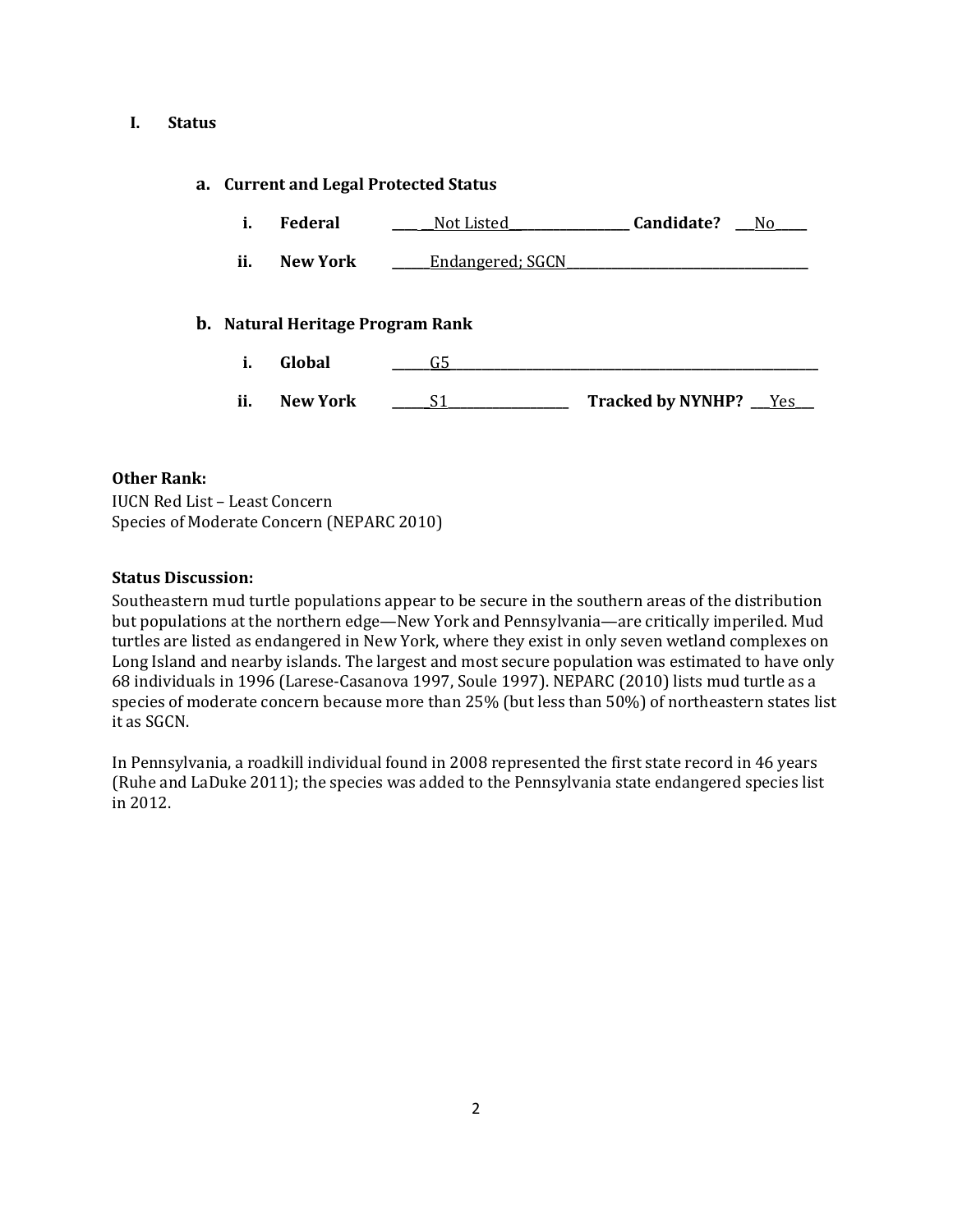## I. Status

### a. Current and Legal Protected Status

i. **Federal** ______Not Listed______ **Candidate?** ___No___

ii. **New York** ______Endangered; SGCN______

### b. Natural Heritage Program Rank

i. **Global** ______G5______

ii. **New York** ______S1______ **Tracked by NYNHP?** ___Yes___

**Other Rank:**

IUCN Red List – Least Concern
Species of Moderate Concern (NEPARC 2010)

**Status Discussion:**

Southeastern mud turtle populations appear to be secure in the southern areas of the distribution but populations at the northern edge—New York and Pennsylvania—are critically imperiled. Mud turtles are listed as endangered in New York, where they exist in only seven wetland complexes on Long Island and nearby islands. The largest and most secure population was estimated to have only 68 individuals in 1996 (Larese-Casanova 1997, Soule 1997). NEPARC (2010) lists mud turtle as a species of moderate concern because more than 25% (but less than 50%) of northeastern states list it as SGCN.

In Pennsylvania, a roadkill individual found in 2008 represented the first state record in 46 years (Ruhe and LaDuke 2011); the species was added to the Pennsylvania state endangered species list in 2012.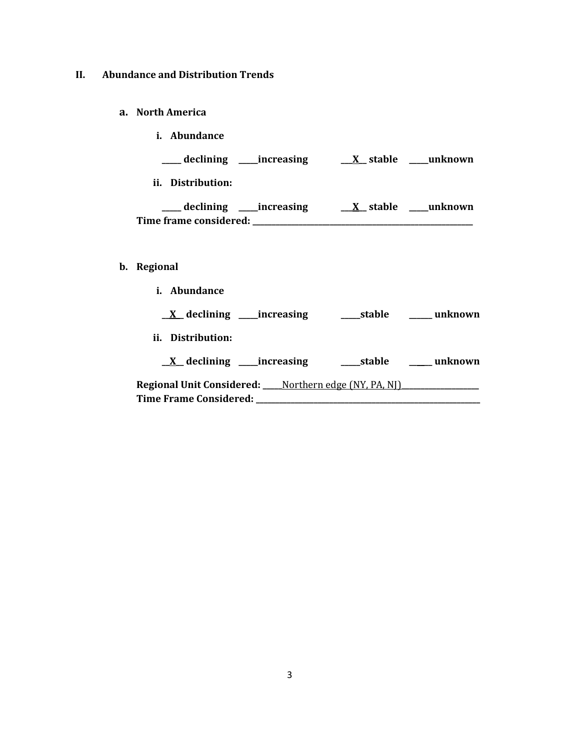## II. Abundance and Distribution Trends

### a. North America

**i. Abundance**

**_____ declining _____increasing __X__ stable _____unknown**

**ii. Distribution:**

**_____ declining _____increasing __X__ stable _____unknown**

**Time frame considered: ___________________________________________**

### b. Regional

**i. Abundance**

**__X__ declining _____increasing _____stable ______ unknown**

**ii. Distribution:**

**__X__ declining _____increasing _____stable ______ unknown**

**Regional Unit Considered:** _____Northern edge (NY, PA, NJ)___________________

**Time Frame Considered: ___________________________________________**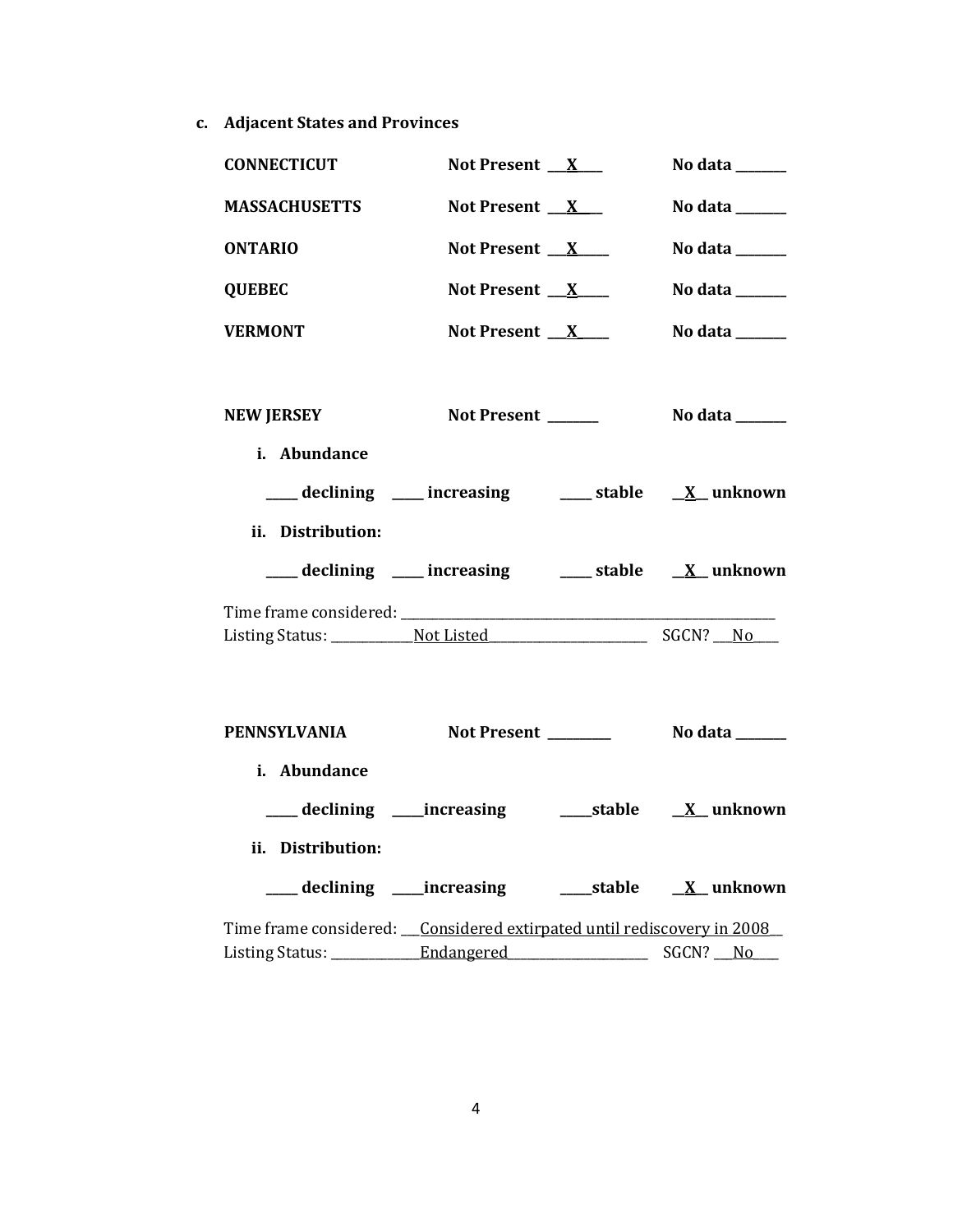**c. Adjacent States and Provinces**

**CONNECTICUT** **Not Present** __X__ **No data** ______

**MASSACHUSETTS** **Not Present** __X__ **No data** ______

**ONTARIO** **Not Present** __X__ **No data** ______

**QUEBEC** **Not Present** __X__ **No data** ______

**VERMONT** **Not Present** __X__ **No data** ______

**NEW JERSEY** **Not Present** ______ **No data** ______

**i. Abundance**

____ **declining** ____ **increasing** ____ **stable** __X__ **unknown**

**ii. Distribution:**

____ **declining** ____ **increasing** ____ **stable** __X__ **unknown**

Time frame considered: ________________________________________

Listing Status: ________Not Listed________ SGCN? __No__

**PENNSYLVANIA** **Not Present** ______ **No data** ______

**i. Abundance**

____ **declining** ____ **increasing** ____ **stable** __X__ **unknown**

**ii. Distribution:**

____ **declining** ____ **increasing** ____ **stable** __X__ **unknown**

Time frame considered: __Considered extirpated until rediscovery in 2008__

Listing Status: ________Endangered________ SGCN? __No__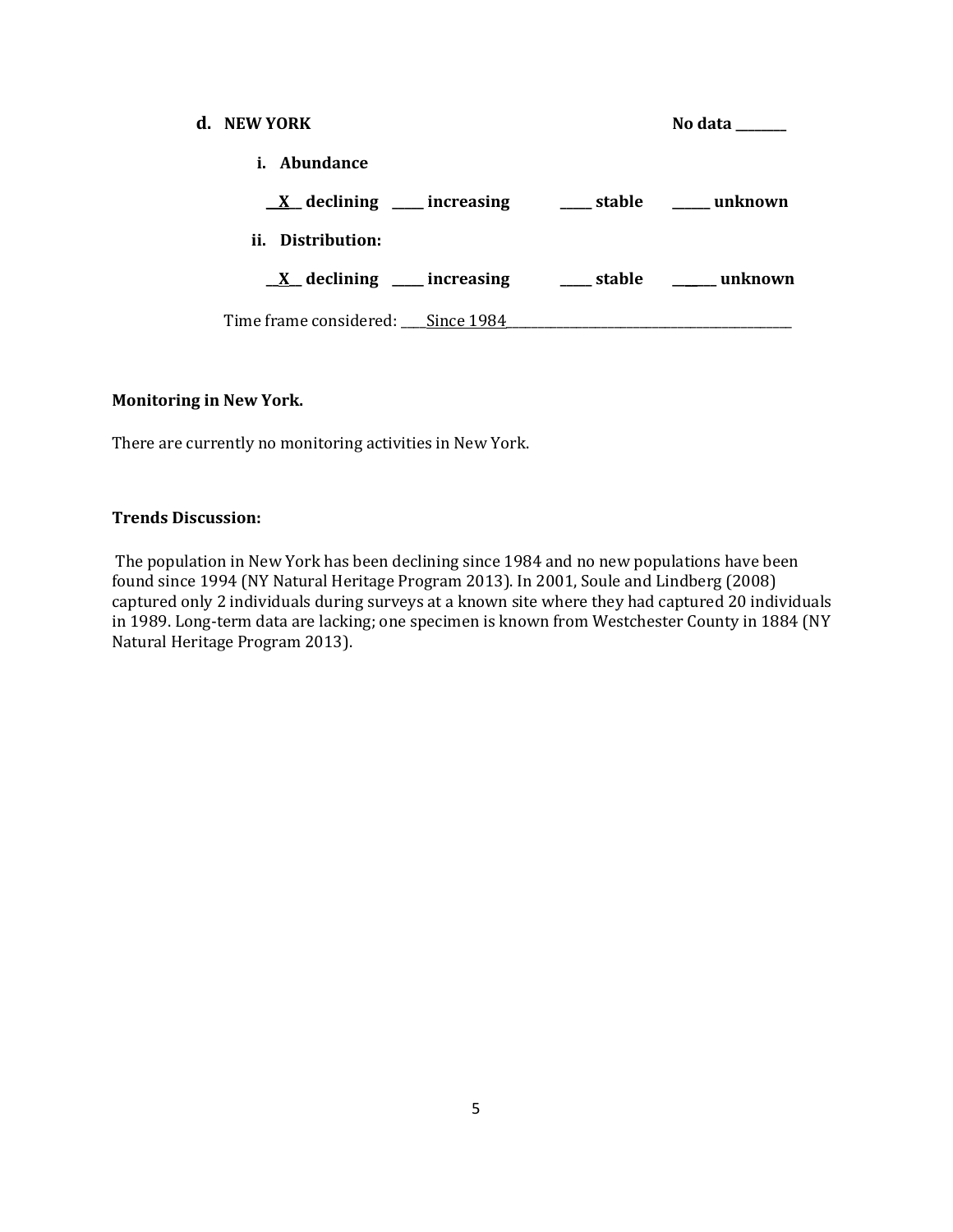**d. NEW YORK** **No data \_\_\_\_\_\_\_\_**

**i. Abundance**

**\_\_X\_\_ declining \_\_\_\_\_ increasing \_\_\_\_\_ stable \_\_\_\_\_\_ unknown**

**ii. Distribution:**

**\_\_X\_\_ declining \_\_\_\_\_ increasing \_\_\_\_\_ stable \_\_\_\_\_\_ unknown**

Time frame considered: \_\_\_\_Since 1984\_\_\_\_\_\_\_\_\_\_\_\_\_\_\_\_\_\_\_\_\_\_\_\_\_\_\_\_\_\_\_\_\_\_\_\_

**Monitoring in New York.**

There are currently no monitoring activities in New York.

**Trends Discussion:**

The population in New York has been declining since 1984 and no new populations have been found since 1994 (NY Natural Heritage Program 2013). In 2001, Soule and Lindberg (2008) captured only 2 individuals during surveys at a known site where they had captured 20 individuals in 1989. Long-term data are lacking; one specimen is known from Westchester County in 1884 (NY Natural Heritage Program 2013).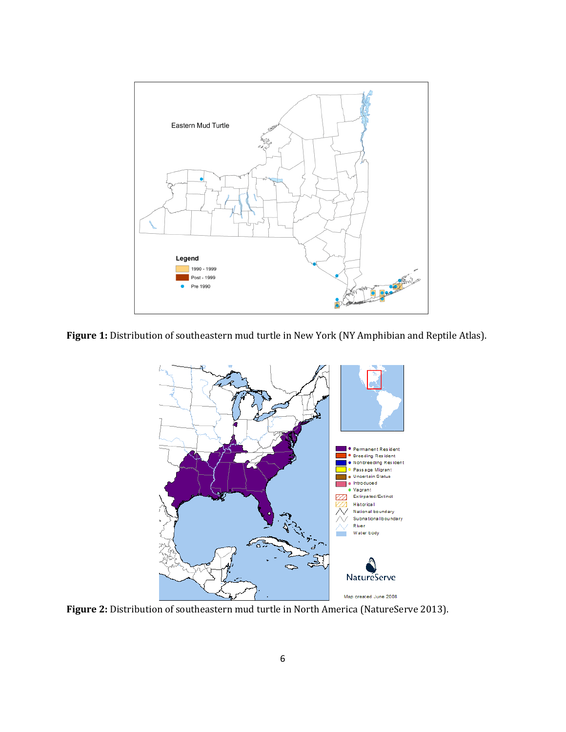**Figure 1:** Distribution of southeastern mud turtle in New York (NY Amphibian and Reptile Atlas).

**Figure 2:** Distribution of southeastern mud turtle in North America (NatureServe 2013).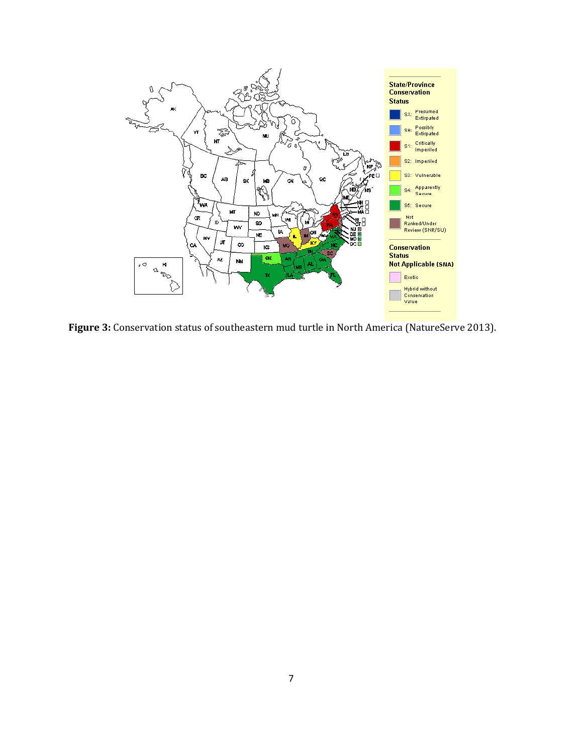**Figure 3:** Conservation status of southeastern mud turtle in North America (NatureServe 2013).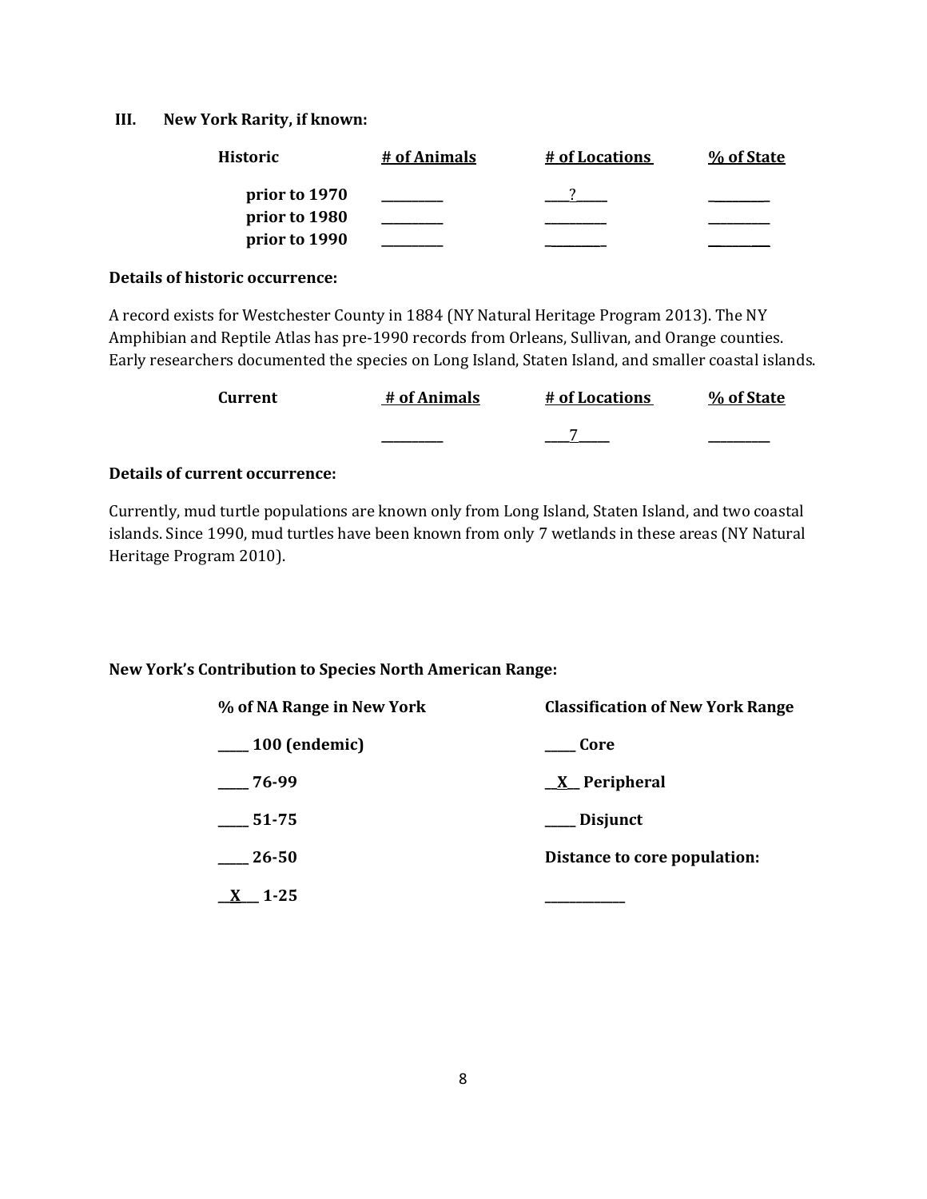### III. New York Rarity, if known:

| Historic | # of Animals | # of Locations | % of State |
|---|---|---|---|
| prior to 1970 | _________ | ___?____ | _________ |
| prior to 1980 | _________ | _________ | _________ |
| prior to 1990 | _________ | _________ | _________ |

**Details of historic occurrence:**

A record exists for Westchester County in 1884 (NY Natural Heritage Program 2013). The NY Amphibian and Reptile Atlas has pre-1990 records from Orleans, Sullivan, and Orange counties. Early researchers documented the species on Long Island, Staten Island, and smaller coastal islands.

| Current | # of Animals | # of Locations | % of State |
|---|---|---|---|
| | _________ | ___7____ | _________ |

**Details of current occurrence:**

Currently, mud turtle populations are known only from Long Island, Staten Island, and two coastal islands. Since 1990, mud turtles have been known from only 7 wetlands in these areas (NY Natural Heritage Program 2010).

**New York's Contribution to Species North American Range:**

| % of NA Range in New York | Classification of New York Range |
|---|---|
| _____ 100 (endemic) | _____ Core |
| _____ 76-99 | \_\_X\_\_ Peripheral |
| _____ 51-75 | _____ Disjunct |
| _____ 26-50 | **Distance to core population:** |
| \_\_X\_\_ 1-25 | _____________ |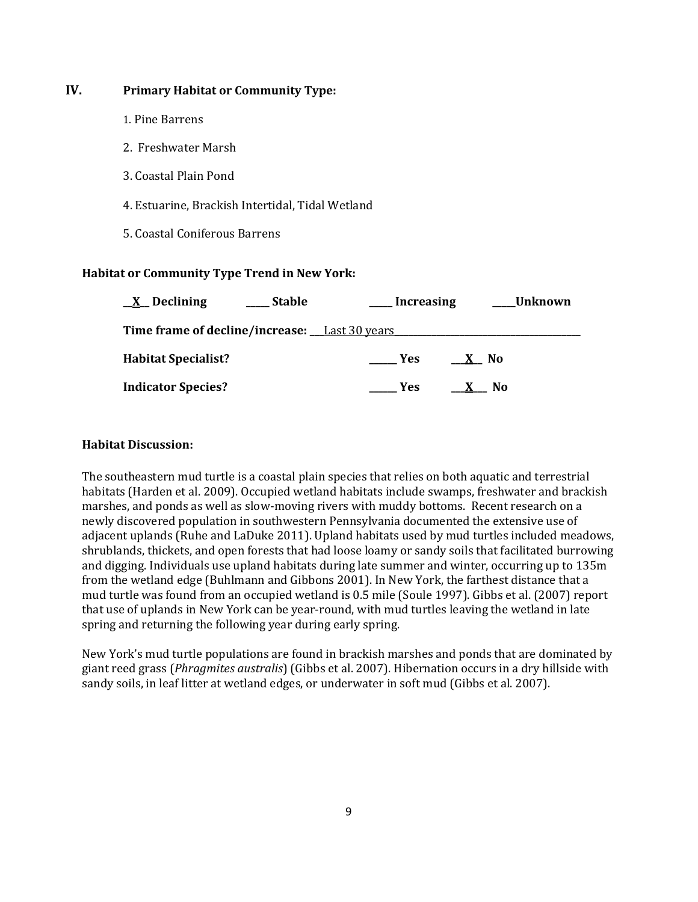## IV. Primary Habitat or Community Type:

1. Pine Barrens
2. Freshwater Marsh
3. Coastal Plain Pond
4. Estuarine, Brackish Intertidal, Tidal Wetland
5. Coastal Coniferous Barrens

### Habitat or Community Type Trend in New York:

__X__ Declining ____ Stable ____ Increasing ____Unknown

**Time frame of decline/increase:** Last 30 years

**Habitat Specialist?** _____ Yes __X__ No

**Indicator Species?** _____ Yes __X__ No

### Habitat Discussion:

The southeastern mud turtle is a coastal plain species that relies on both aquatic and terrestrial habitats (Harden et al. 2009). Occupied wetland habitats include swamps, freshwater and brackish marshes, and ponds as well as slow-moving rivers with muddy bottoms. Recent research on a newly discovered population in southwestern Pennsylvania documented the extensive use of adjacent uplands (Ruhe and LaDuke 2011). Upland habitats used by mud turtles included meadows, shrublands, thickets, and open forests that had loose loamy or sandy soils that facilitated burrowing and digging. Individuals use upland habitats during late summer and winter, occurring up to 135m from the wetland edge (Buhlmann and Gibbons 2001). In New York, the farthest distance that a mud turtle was found from an occupied wetland is 0.5 mile (Soule 1997). Gibbs et al. (2007) report that use of uplands in New York can be year-round, with mud turtles leaving the wetland in late spring and returning the following year during early spring.

New York's mud turtle populations are found in brackish marshes and ponds that are dominated by giant reed grass (*Phragmites australis*) (Gibbs et al. 2007). Hibernation occurs in a dry hillside with sandy soils, in leaf litter at wetland edges, or underwater in soft mud (Gibbs et al. 2007).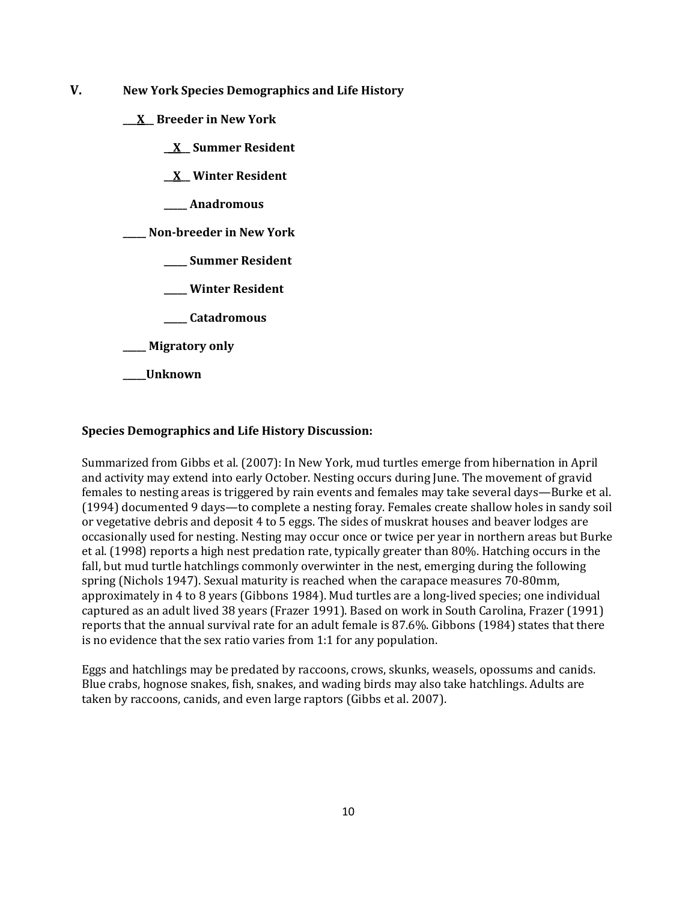## V. New York Species Demographics and Life History

**\_\_X\_\_ Breeder in New York**

**\_\_X\_\_ Summer Resident**

**\_\_X\_\_ Winter Resident**

**\_\_\_\_\_ Anadromous**

**\_\_\_\_\_ Non-breeder in New York**

**\_\_\_\_\_ Summer Resident**

**\_\_\_\_\_ Winter Resident**

**\_\_\_\_\_ Catadromous**

**\_\_\_\_\_ Migratory only**

**\_\_\_\_\_Unknown**

**Species Demographics and Life History Discussion:**

Summarized from Gibbs et al. (2007): In New York, mud turtles emerge from hibernation in April and activity may extend into early October. Nesting occurs during June. The movement of gravid females to nesting areas is triggered by rain events and females may take several days—Burke et al. (1994) documented 9 days—to complete a nesting foray. Females create shallow holes in sandy soil or vegetative debris and deposit 4 to 5 eggs. The sides of muskrat houses and beaver lodges are occasionally used for nesting. Nesting may occur once or twice per year in northern areas but Burke et al. (1998) reports a high nest predation rate, typically greater than 80%. Hatching occurs in the fall, but mud turtle hatchlings commonly overwinter in the nest, emerging during the following spring (Nichols 1947). Sexual maturity is reached when the carapace measures 70-80mm, approximately in 4 to 8 years (Gibbons 1984). Mud turtles are a long-lived species; one individual captured as an adult lived 38 years (Frazer 1991). Based on work in South Carolina, Frazer (1991) reports that the annual survival rate for an adult female is 87.6%. Gibbons (1984) states that there is no evidence that the sex ratio varies from 1:1 for any population.

Eggs and hatchlings may be predated by raccoons, crows, skunks, weasels, opossums and canids. Blue crabs, hognose snakes, fish, snakes, and wading birds may also take hatchlings. Adults are taken by raccoons, canids, and even large raptors (Gibbs et al. 2007).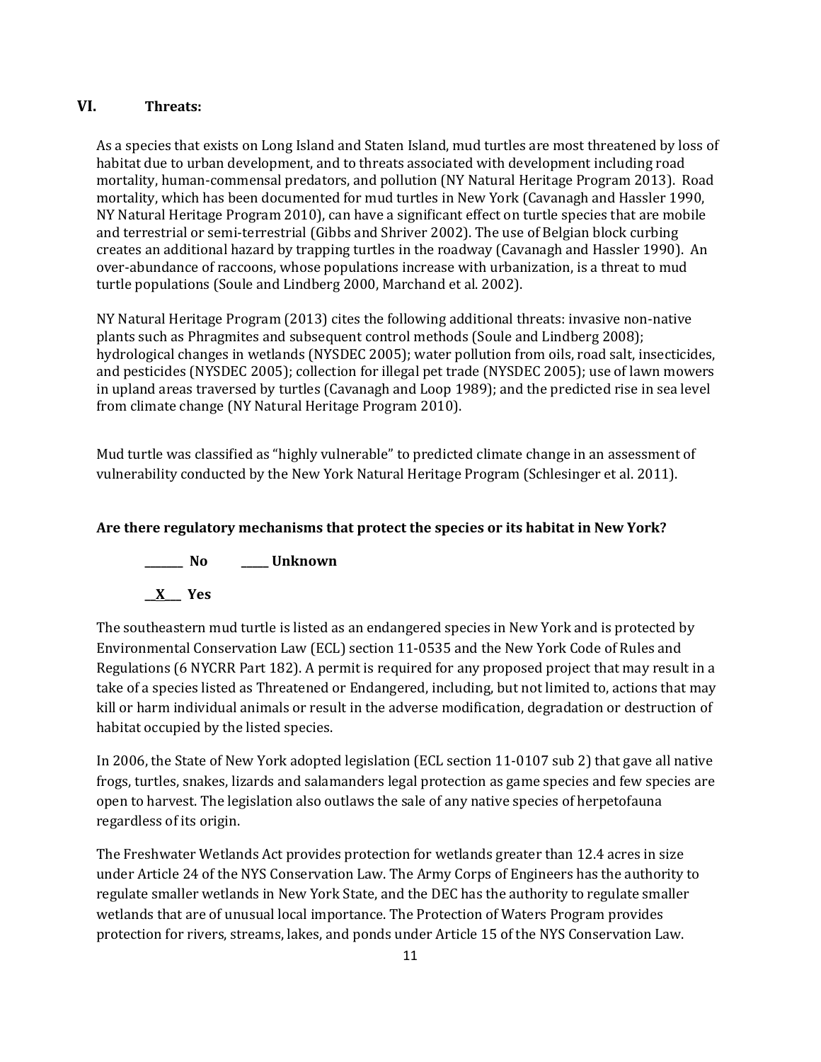## VI. Threats:

As a species that exists on Long Island and Staten Island, mud turtles are most threatened by loss of habitat due to urban development, and to threats associated with development including road mortality, human-commensal predators, and pollution (NY Natural Heritage Program 2013). Road mortality, which has been documented for mud turtles in New York (Cavanagh and Hassler 1990, NY Natural Heritage Program 2010), can have a significant effect on turtle species that are mobile and terrestrial or semi-terrestrial (Gibbs and Shriver 2002). The use of Belgian block curbing creates an additional hazard by trapping turtles in the roadway (Cavanagh and Hassler 1990). An over-abundance of raccoons, whose populations increase with urbanization, is a threat to mud turtle populations (Soule and Lindberg 2000, Marchand et al. 2002).

NY Natural Heritage Program (2013) cites the following additional threats: invasive non-native plants such as Phragmites and subsequent control methods (Soule and Lindberg 2008); hydrological changes in wetlands (NYSDEC 2005); water pollution from oils, road salt, insecticides, and pesticides (NYSDEC 2005); collection for illegal pet trade (NYSDEC 2005); use of lawn mowers in upland areas traversed by turtles (Cavanagh and Loop 1989); and the predicted rise in sea level from climate change (NY Natural Heritage Program 2010).

Mud turtle was classified as "highly vulnerable" to predicted climate change in an assessment of vulnerability conducted by the New York Natural Heritage Program (Schlesinger et al. 2011).

**Are there regulatory mechanisms that protect the species or its habitat in New York?**

**_______ No     _____ Unknown**

**__X___ Yes**

The southeastern mud turtle is listed as an endangered species in New York and is protected by Environmental Conservation Law (ECL) section 11-0535 and the New York Code of Rules and Regulations (6 NYCRR Part 182). A permit is required for any proposed project that may result in a take of a species listed as Threatened or Endangered, including, but not limited to, actions that may kill or harm individual animals or result in the adverse modification, degradation or destruction of habitat occupied by the listed species.

In 2006, the State of New York adopted legislation (ECL section 11-0107 sub 2) that gave all native frogs, turtles, snakes, lizards and salamanders legal protection as game species and few species are open to harvest. The legislation also outlaws the sale of any native species of herpetofauna regardless of its origin.

The Freshwater Wetlands Act provides protection for wetlands greater than 12.4 acres in size under Article 24 of the NYS Conservation Law. The Army Corps of Engineers has the authority to regulate smaller wetlands in New York State, and the DEC has the authority to regulate smaller wetlands that are of unusual local importance. The Protection of Waters Program provides protection for rivers, streams, lakes, and ponds under Article 15 of the NYS Conservation Law.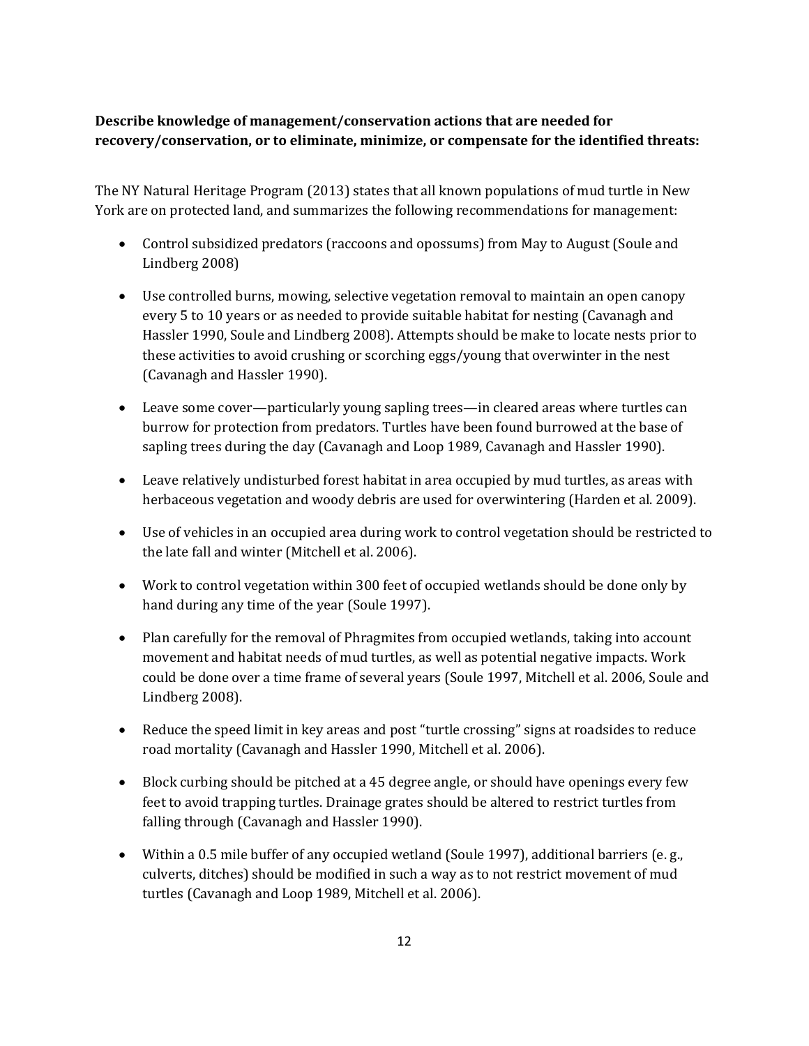**Describe knowledge of management/conservation actions that are needed for recovery/conservation, or to eliminate, minimize, or compensate for the identified threats:**

The NY Natural Heritage Program (2013) states that all known populations of mud turtle in New York are on protected land, and summarizes the following recommendations for management:

- Control subsidized predators (raccoons and opossums) from May to August (Soule and Lindberg 2008)
- Use controlled burns, mowing, selective vegetation removal to maintain an open canopy every 5 to 10 years or as needed to provide suitable habitat for nesting (Cavanagh and Hassler 1990, Soule and Lindberg 2008). Attempts should be make to locate nests prior to these activities to avoid crushing or scorching eggs/young that overwinter in the nest (Cavanagh and Hassler 1990).
- Leave some cover—particularly young sapling trees—in cleared areas where turtles can burrow for protection from predators. Turtles have been found burrowed at the base of sapling trees during the day (Cavanagh and Loop 1989, Cavanagh and Hassler 1990).
- Leave relatively undisturbed forest habitat in area occupied by mud turtles, as areas with herbaceous vegetation and woody debris are used for overwintering (Harden et al. 2009).
- Use of vehicles in an occupied area during work to control vegetation should be restricted to the late fall and winter (Mitchell et al. 2006).
- Work to control vegetation within 300 feet of occupied wetlands should be done only by hand during any time of the year (Soule 1997).
- Plan carefully for the removal of Phragmites from occupied wetlands, taking into account movement and habitat needs of mud turtles, as well as potential negative impacts. Work could be done over a time frame of several years (Soule 1997, Mitchell et al. 2006, Soule and Lindberg 2008).
- Reduce the speed limit in key areas and post "turtle crossing" signs at roadsides to reduce road mortality (Cavanagh and Hassler 1990, Mitchell et al. 2006).
- Block curbing should be pitched at a 45 degree angle, or should have openings every few feet to avoid trapping turtles. Drainage grates should be altered to restrict turtles from falling through (Cavanagh and Hassler 1990).
- Within a 0.5 mile buffer of any occupied wetland (Soule 1997), additional barriers (e. g., culverts, ditches) should be modified in such a way as to not restrict movement of mud turtles (Cavanagh and Loop 1989, Mitchell et al. 2006).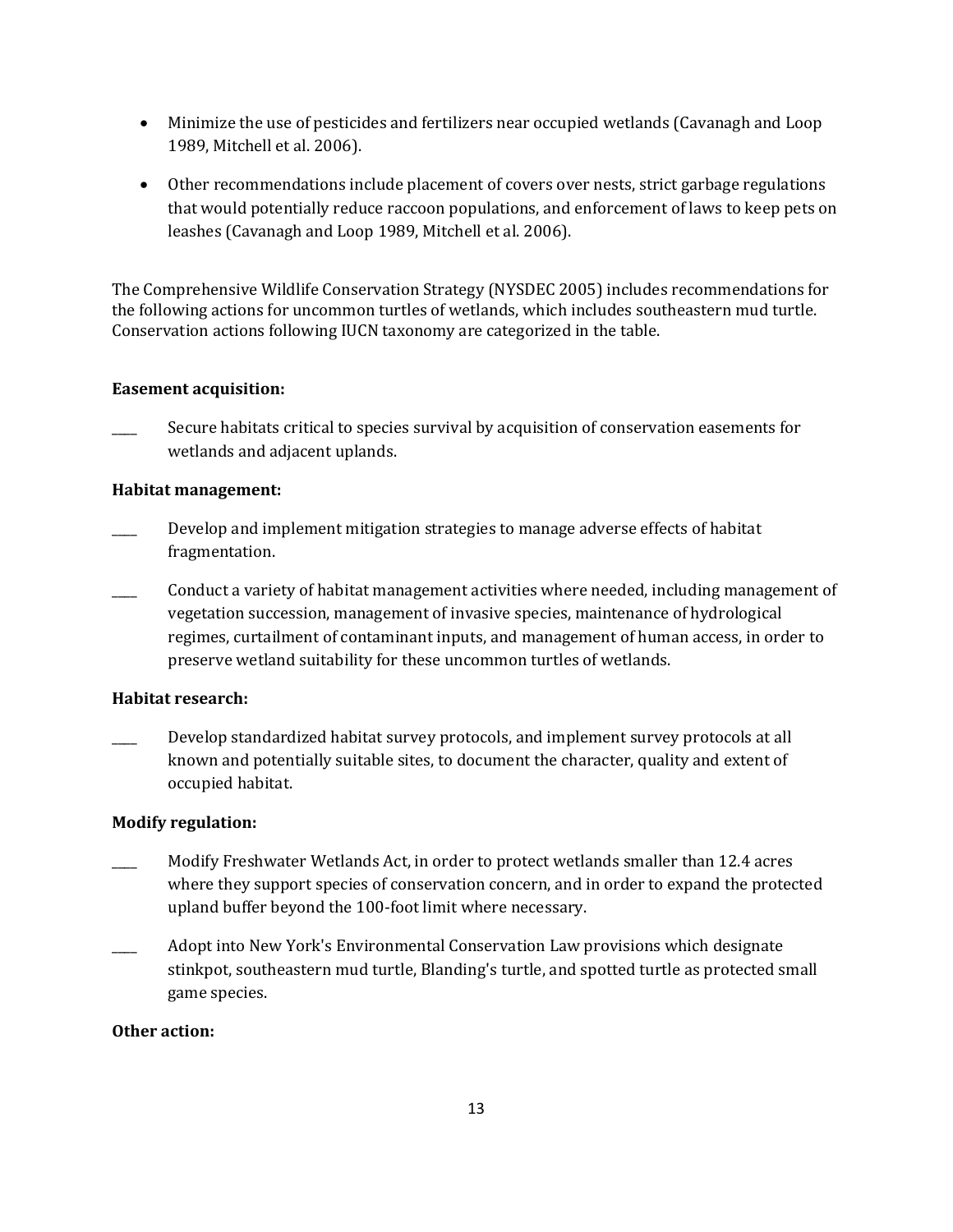- Minimize the use of pesticides and fertilizers near occupied wetlands (Cavanagh and Loop 1989, Mitchell et al. 2006).
- Other recommendations include placement of covers over nests, strict garbage regulations that would potentially reduce raccoon populations, and enforcement of laws to keep pets on leashes (Cavanagh and Loop 1989, Mitchell et al. 2006).

The Comprehensive Wildlife Conservation Strategy (NYSDEC 2005) includes recommendations for the following actions for uncommon turtles of wetlands, which includes southeastern mud turtle. Conservation actions following IUCN taxonomy are categorized in the table.

**Easement acquisition:**

____ Secure habitats critical to species survival by acquisition of conservation easements for wetlands and adjacent uplands.

**Habitat management:**

____ Develop and implement mitigation strategies to manage adverse effects of habitat fragmentation.

____ Conduct a variety of habitat management activities where needed, including management of vegetation succession, management of invasive species, maintenance of hydrological regimes, curtailment of contaminant inputs, and management of human access, in order to preserve wetland suitability for these uncommon turtles of wetlands.

**Habitat research:**

____ Develop standardized habitat survey protocols, and implement survey protocols at all known and potentially suitable sites, to document the character, quality and extent of occupied habitat.

**Modify regulation:**

____ Modify Freshwater Wetlands Act, in order to protect wetlands smaller than 12.4 acres where they support species of conservation concern, and in order to expand the protected upland buffer beyond the 100-foot limit where necessary.

____ Adopt into New York's Environmental Conservation Law provisions which designate stinkpot, southeastern mud turtle, Blanding's turtle, and spotted turtle as protected small game species.

**Other action:**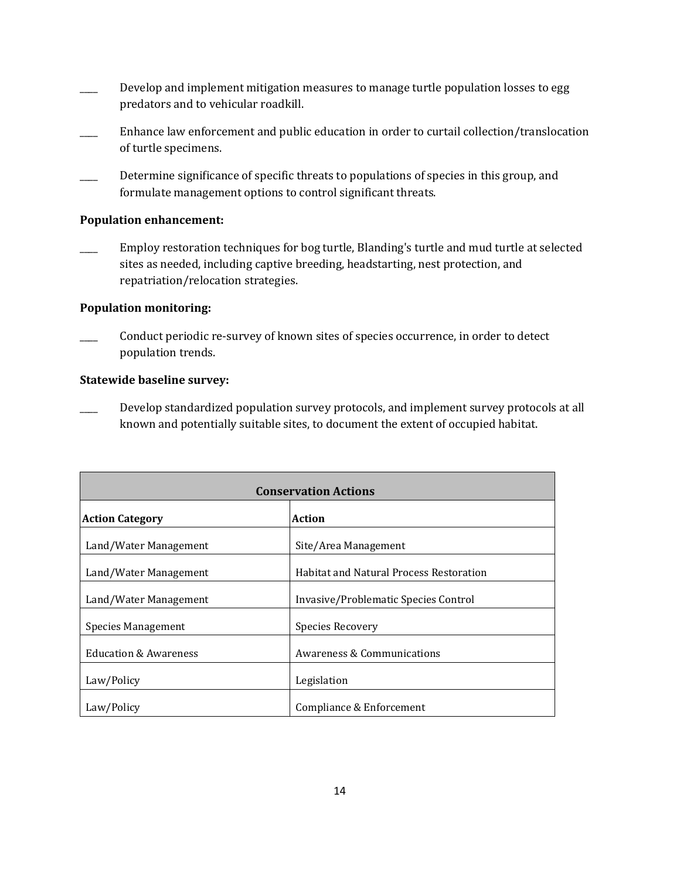____ Develop and implement mitigation measures to manage turtle population losses to egg predators and to vehicular roadkill.

____ Enhance law enforcement and public education in order to curtail collection/translocation of turtle specimens.

____ Determine significance of specific threats to populations of species in this group, and formulate management options to control significant threats.

**Population enhancement:**

____ Employ restoration techniques for bog turtle, Blanding's turtle and mud turtle at selected sites as needed, including captive breeding, headstarting, nest protection, and repatriation/relocation strategies.

**Population monitoring:**

____ Conduct periodic re-survey of known sites of species occurrence, in order to detect population trends.

**Statewide baseline survey:**

____ Develop standardized population survey protocols, and implement survey protocols at all known and potentially suitable sites, to document the extent of occupied habitat.

| **Conservation Actions** | |
|---|---|
| **Action Category** | **Action** |
| Land/Water Management | Site/Area Management |
| Land/Water Management | Habitat and Natural Process Restoration |
| Land/Water Management | Invasive/Problematic Species Control |
| Species Management | Species Recovery |
| Education & Awareness | Awareness & Communications |
| Law/Policy | Legislation |
| Law/Policy | Compliance & Enforcement |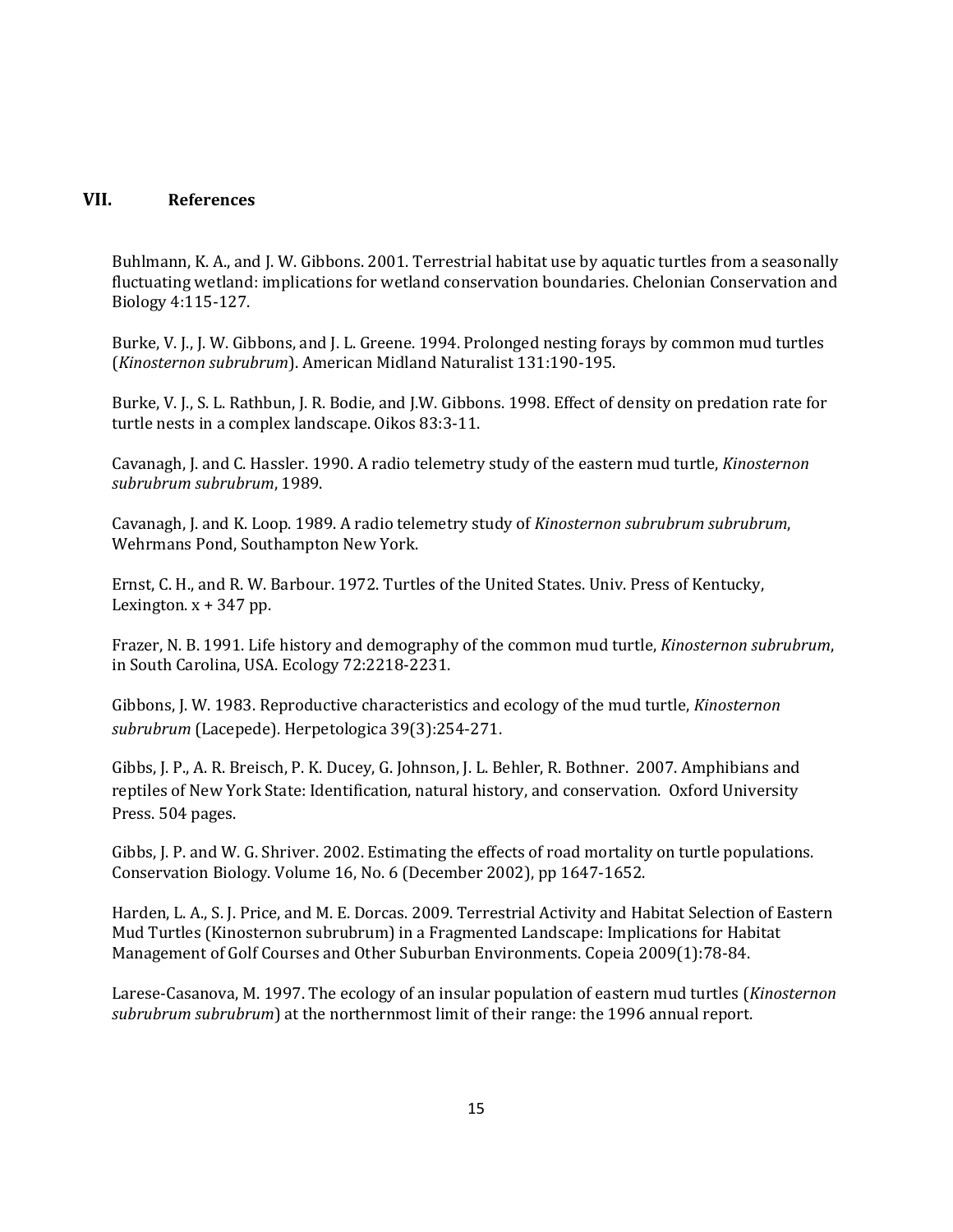## VII. References

Buhlmann, K. A., and J. W. Gibbons. 2001. Terrestrial habitat use by aquatic turtles from a seasonally fluctuating wetland: implications for wetland conservation boundaries. Chelonian Conservation and Biology 4:115-127.

Burke, V. J., J. W. Gibbons, and J. L. Greene. 1994. Prolonged nesting forays by common mud turtles (*Kinosternon subrubrum*). American Midland Naturalist 131:190-195.

Burke, V. J., S. L. Rathbun, J. R. Bodie, and J.W. Gibbons. 1998. Effect of density on predation rate for turtle nests in a complex landscape. Oikos 83:3-11.

Cavanagh, J. and C. Hassler. 1990. A radio telemetry study of the eastern mud turtle, *Kinosternon subrubrum subrubrum*, 1989.

Cavanagh, J. and K. Loop. 1989. A radio telemetry study of *Kinosternon subrubrum subrubrum*, Wehrmans Pond, Southampton New York.

Ernst, C. H., and R. W. Barbour. 1972. Turtles of the United States. Univ. Press of Kentucky, Lexington. x + 347 pp.

Frazer, N. B. 1991. Life history and demography of the common mud turtle, *Kinosternon subrubrum*, in South Carolina, USA. Ecology 72:2218-2231.

Gibbons, J. W. 1983. Reproductive characteristics and ecology of the mud turtle, *Kinosternon subrubrum* (Lacepede). Herpetologica 39(3):254-271.

Gibbs, J. P., A. R. Breisch, P. K. Ducey, G. Johnson, J. L. Behler, R. Bothner. 2007. Amphibians and reptiles of New York State: Identification, natural history, and conservation. Oxford University Press. 504 pages.

Gibbs, J. P. and W. G. Shriver. 2002. Estimating the effects of road mortality on turtle populations. Conservation Biology. Volume 16, No. 6 (December 2002), pp 1647-1652.

Harden, L. A., S. J. Price, and M. E. Dorcas. 2009. Terrestrial Activity and Habitat Selection of Eastern Mud Turtles (Kinosternon subrubrum) in a Fragmented Landscape: Implications for Habitat Management of Golf Courses and Other Suburban Environments. Copeia 2009(1):78-84.

Larese-Casanova, M. 1997. The ecology of an insular population of eastern mud turtles (*Kinosternon subrubrum subrubrum*) at the northernmost limit of their range: the 1996 annual report.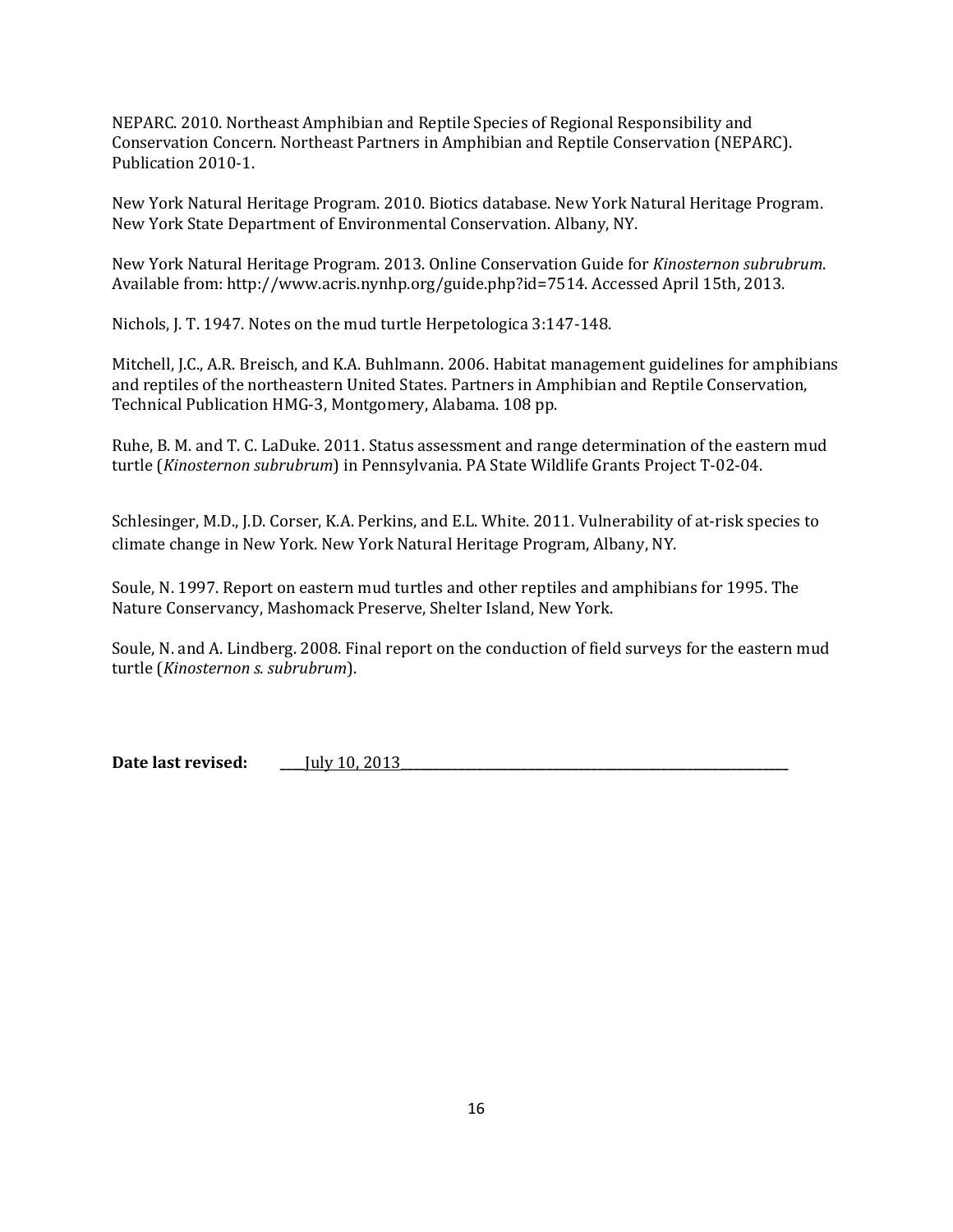NEPARC. 2010. Northeast Amphibian and Reptile Species of Regional Responsibility and Conservation Concern. Northeast Partners in Amphibian and Reptile Conservation (NEPARC). Publication 2010-1.

New York Natural Heritage Program. 2010. Biotics database. New York Natural Heritage Program. New York State Department of Environmental Conservation. Albany, NY.

New York Natural Heritage Program. 2013. Online Conservation Guide for *Kinosternon subrubrum*. Available from: http://www.acris.nynhp.org/guide.php?id=7514. Accessed April 15th, 2013.

Nichols, J. T. 1947. Notes on the mud turtle Herpetologica 3:147-148.

Mitchell, J.C., A.R. Breisch, and K.A. Buhlmann. 2006. Habitat management guidelines for amphibians and reptiles of the northeastern United States. Partners in Amphibian and Reptile Conservation, Technical Publication HMG-3, Montgomery, Alabama. 108 pp.

Ruhe, B. M. and T. C. LaDuke. 2011. Status assessment and range determination of the eastern mud turtle (*Kinosternon subrubrum*) in Pennsylvania. PA State Wildlife Grants Project T-02-04.

Schlesinger, M.D., J.D. Corser, K.A. Perkins, and E.L. White. 2011. Vulnerability of at-risk species to climate change in New York. New York Natural Heritage Program, Albany, NY.

Soule, N. 1997. Report on eastern mud turtles and other reptiles and amphibians for 1995. The Nature Conservancy, Mashomack Preserve, Shelter Island, New York.

Soule, N. and A. Lindberg. 2008. Final report on the conduction of field surveys for the eastern mud turtle (*Kinosternon s. subrubrum*).

**Date last revised:** July 10, 2013